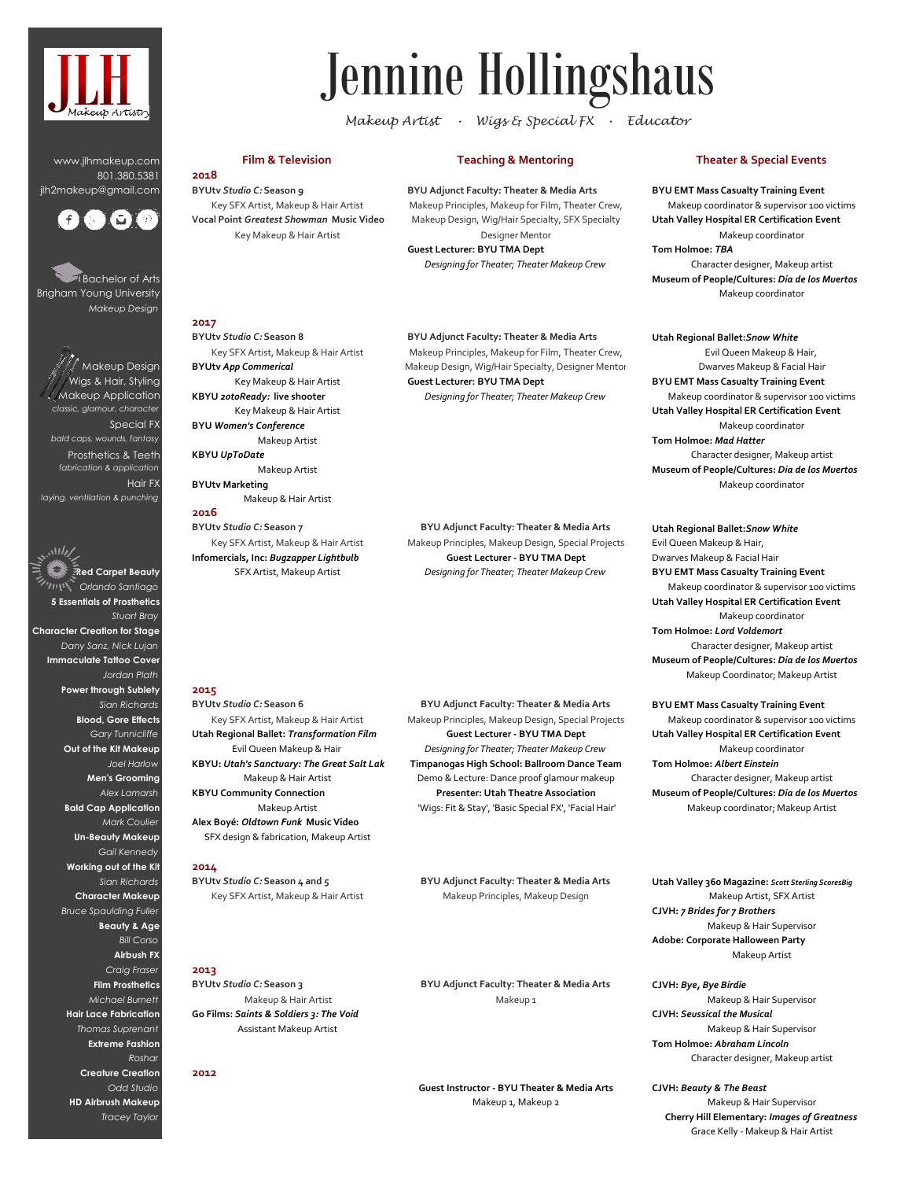# Jennine Hollingshaus

*Makeup Artist · Wigs & Special FX · Educator*

JLH Makeup Artistry

www.jlhmakeup.com
801.380.5381
jlh2makeup@gmail.com

Bachelor of Arts
Brigham Young University
*Makeup Design*

Makeup Design
Wigs & Hair, Styling
Makeup Application
*classic, glamour, character*
Special FX
*bald caps, wounds, fantasy*
Prosthetics & Teeth
*fabrication & application*
Hair FX
*laying, ventilation & punching*

**Red Carpet Beauty**
*Orlando Santiago*
**5 Essentials of Prosthetics**
*Stuart Bray*
**Character Creation for Stage**
*Dany Sanz, Nick Lujan*
**Immaculate Tattoo Cover**
*Jordan Plath*
**Power through Subletly**
*Sian Richards*
**Blood, Gore Effects**
*Gary Tunnicliffe*
**Out of the Kit Makeup**
*Joel Harlow*
**Men's Grooming**
*Alex Lamarsh*
**Bald Cap Application**
*Mark Coulier*
**Un-Beauty Makeup**
*Gail Kennedy*
**Working out of the Kit**
*Sian Richards*
**Character Makeup**
*Bruce Spaulding Fuller*
**Beauty & Age**
*Bill Corso*
**Airbush FX**
*Craig Fraser*
**Film Prosthetics**
*Michael Burnett*
**Hair Lace Fabrication**
*Thomas Suprenant*
**Extreme Fashion**
*Rosha*
**Creature Creation**
*Odd Studio*
**HD Airbrush Makeup**
*Tracey Taylor*

## Film & Television

### 2018
**BYUtv *Studio C:* Season 9**
Key SFX Artist, Makeup & Hair Artist
**Vocal Point *Greatest Showman* Music Video**
Key Makeup & Hair Artist

### 2017
**BYUtv *Studio C:* Season 8**
Key SFX Artist, Makeup & Hair Artist
**BYUtv *App Commerical***
Key Makeup & Hair Artist
**KBYU *2otoReady:* live shooter**
Key Makeup & Hair Artist
**BYU *Women's Conference***
Makeup Artist
**KBYU *UpToDate***
Makeup Artist
**BYUtv Marketing**
Makeup & Hair Artist

### 2016
**BYUtv *Studio C:* Season 7**
Key SFX Artist, Makeup & Hair Artist
**Infomercials, Inc: *Bugzapper Lightbulb***
SFX Artist, Makeup Artist

### 2015
**BYUtv *Studio C:* Season 6**
Key SFX Artist, Makeup & Hair Artist
**Utah Regional Ballet: *Transformation Film***
Evil Queen Makeup & Hair
**KBYU: *Utah's Sanctuary: The Great Salt Lak***
Makeup & Hair Artist
**KBYU Community Connection**
Makeup Artist
**Alex Boyé: *Oldtown Funk* Music Video**
SFX design & fabrication, Makeup Artist

### 2014
**BYUtv *Studio C:* Season 4 and 5**
Key SFX Artist, Makeup & Hair Artist

### 2013
**BYUtv *Studio C:* Season 3**
Makeup & Hair Artist
**Go Films: *Saints & Soldiers 3: The Void***
Assistant Makeup Artist

### 2012

## Teaching & Mentoring

**2018**
**BYU Adjunct Faculty: Theater & Media Arts**
Makeup Principles, Makeup for Film, Theater Crew, Makeup Design, Wig/Hair Specialty, SFX Specialty
Designer Mentor
**Guest Lecturer: BYU TMA Dept**
*Designing for Theater; Theater Makeup Crew*

**2017**
**BYU Adjunct Faculty: Theater & Media Arts**
Makeup Principles, Makeup for Film, Theater Crew, Makeup Design, Wig/Hair Specialty, Designer Mentor
**Guest Lecturer: BYU TMA Dept**
*Designing for Theater; Theater Makeup Crew*

**2016**
**BYU Adjunct Faculty: Theater & Media Arts**
Makeup Principles, Makeup Design, Special Projects
**Guest Lecturer - BYU TMA Dept**
*Designing for Theater; Theater Makeup Crew*

**2015**
**BYU Adjunct Faculty: Theater & Media Arts**
Makeup Principles, Makeup Design, Special Projects
**Guest Lecturer - BYU TMA Dept**
*Designing for Theater; Theater Makeup Crew*
**Timpanogas High School: Ballroom Dance Team**
Demo & Lecture: Dance proof glamour makeup
**Presenter: Utah Theatre Association**
'Wigs: Fit & Stay', 'Basic Special FX', 'Facial Hair'

**2014**
**BYU Adjunct Faculty: Theater & Media Arts**
Makeup Principles, Makeup Design

**2013**
**BYU Adjunct Faculty: Theater & Media Arts**
Makeup 1

**2012**
**Guest Instructor - BYU Theater & Media Arts**
Makeup 1, Makeup 2

## Theater & Special Events

**2018**
**BYU EMT Mass Casualty Training Event**
Makeup coordinator & supervisor 100 victims
**Utah Valley Hospital ER Certification Event**
Makeup coordinator
**Tom Holmoe: *TBA***
Character designer, Makeup artist
**Museum of People/Cultures: *Dia de los Muertos***
Makeup coordinator

**2017**
**Utah Regional Ballet: *Snow White***
Evil Queen Makeup & Hair,
Dwarves Makeup & Facial Hair
**BYU EMT Mass Casualty Training Event**
Makeup coordinator & supervisor 100 victims
**Utah Valley Hospital ER Certification Event**
Makeup coordinator
**Tom Holmoe: *Mad Hatter***
Character designer, Makeup artist
**Museum of People/Cultures: *Dia de los Muertos***
Makeup coordinator

**2016**
**Utah Regional Ballet: *Snow White***
Evil Queen Makeup & Hair,
Dwarves Makeup & Facial Hair
**BYU EMT Mass Casualty Training Event**
Makeup coordinator & supervisor 100 victims
**Utah Valley Hospital ER Certification Event**
Makeup coordinator
**Tom Holmoe: *Lord Voldemort***
Character designer, Makeup artist
**Museum of People/Cultures: *Dia de los Muertos***
Makeup Coordinator; Makeup Artist

**2015**
**BYU EMT Mass Casualty Training Event**
Makeup coordinator & supervisor 100 victims
**Utah Valley Hospital ER Certification Event**
Makeup coordinator
**Tom Holmoe: *Albert Einstein***
Character designer, Makeup artist
**Museum of People/Cultures: *Dia de los Muertos***
Makeup coordinator; Makeup Artist

**2014**
**Utah Valley 360 Magazine: *Scott Sterling ScoresBig***
Makeup Artist, SFX Artist
**CJVH: *7 Brides for 7 Brothers***
Makeup & Hair Supervisor
**Adobe: Corporate Halloween Party**
Makeup Artist

**2013**
**CJVH: *Bye, Bye Birdie***
Makeup & Hair Supervisor
**CJVH: *Seussical the Musical***
Makeup & Hair Supervisor
**Tom Holmoe: *Abraham Lincoln***
Character designer, Makeup artist

**2012**
**CJVH: *Beauty & The Beast***
Makeup & Hair Supervisor
**Cherry Hill Elementary: *Images of Greatness***
Grace Kelly - Makeup & Hair Artist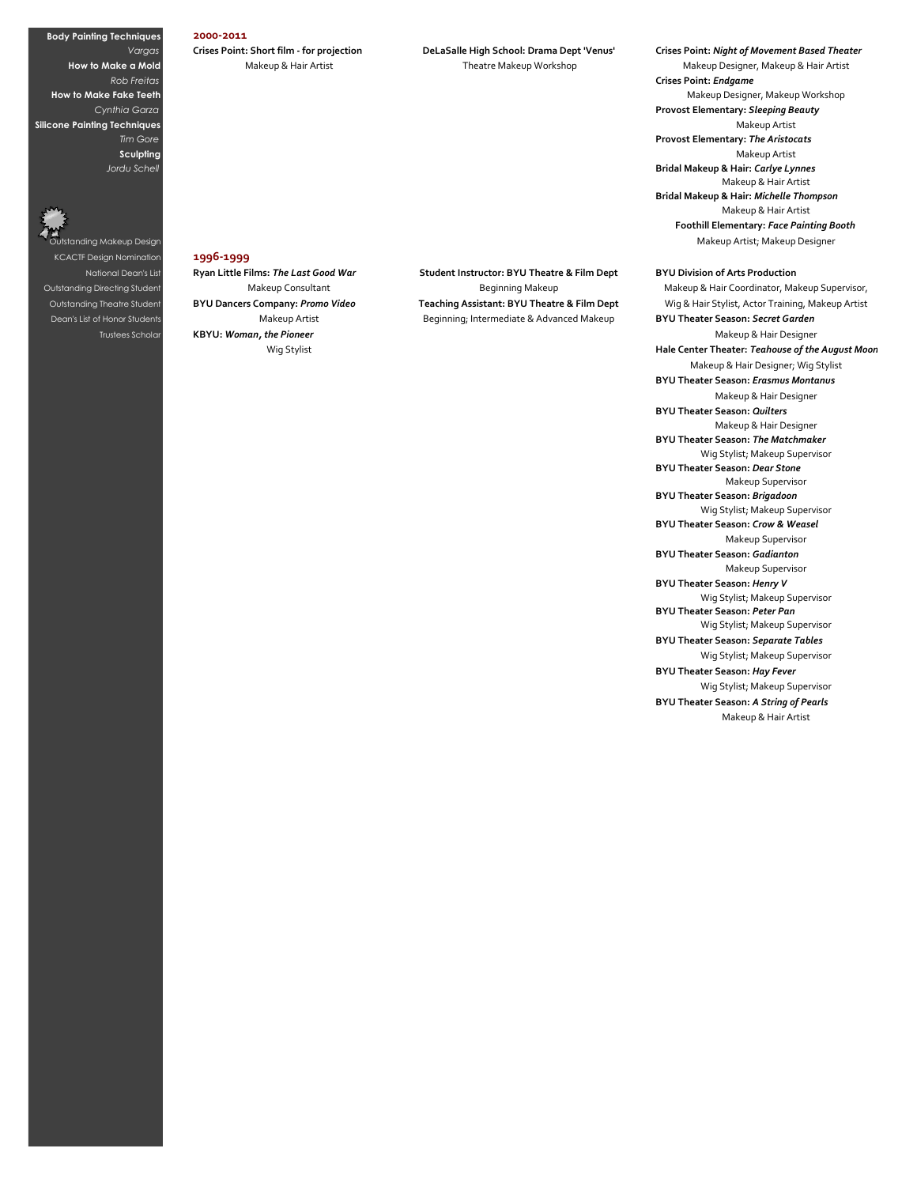**Body Painting Techniques**
*Vargas*
**How to Make a Mold**
*Rob Freitas*
**How to Make Fake Teeth**
*Cynthia Garza*
**Silicone Painting Techniques**
*Tim Gore*
**Sculpting**
*Jordu Schell*

Outstanding Makeup Design
KCACTF Design Nomination
National Dean's List
Outstanding Directing Student
Outstanding Theatre Student
Dean's List of Honor Students
Trustees Scholar

## 2000-2011

**Crises Point: Short film - for projection**
Makeup & Hair Artist

**DeLaSalle High School: Drama Dept 'Venus'**
Theatre Makeup Workshop

**Crises Point:** ***Night of Movement Based Theater***
Makeup Designer, Makeup & Hair Artist

**Crises Point:** ***Endgame***
Makeup Designer, Makeup Workshop

**Provost Elementary:** ***Sleeping Beauty***
Makeup Artist

**Provost Elementary:** ***The Aristocats***
Makeup Artist

**Bridal Makeup & Hair:** ***Carlye Lynnes***
Makeup & Hair Artist

**Bridal Makeup & Hair:** ***Michelle Thompson***
Makeup & Hair Artist

**Foothill Elementary:** ***Face Painting Booth***
Makeup Artist; Makeup Designer

## 1996-1999

**Ryan Little Films:** ***The Last Good War***
Makeup Consultant

**BYU Dancers Company:** ***Promo Video***
Makeup Artist

**KBYU:** ***Woman, the Pioneer***
Wig Stylist

**Student Instructor: BYU Theatre & Film Dept**
Beginning Makeup

**Teaching Assistant: BYU Theatre & Film Dept**
Beginning; Intermediate & Advanced Makeup

**BYU Division of Arts Production**
Makeup & Hair Coordinator, Makeup Supervisor, Wig & Hair Stylist, Actor Training, Makeup Artist

**BYU Theater Season:** ***Secret Garden***
Makeup & Hair Designer

**Hale Center Theater:** ***Teahouse of the August Moon***
Makeup & Hair Designer; Wig Stylist

**BYU Theater Season:** ***Erasmus Montanus***
Makeup & Hair Designer

**BYU Theater Season:** ***Quilters***
Makeup & Hair Designer

**BYU Theater Season:** ***The Matchmaker***
Wig Stylist; Makeup Supervisor

**BYU Theater Season:** ***Dear Stone***
Makeup Supervisor

**BYU Theater Season:** ***Brigadoon***
Wig Stylist; Makeup Supervisor

**BYU Theater Season:** ***Crow & Weasel***
Makeup Supervisor

**BYU Theater Season:** ***Gadianton***
Makeup Supervisor

**BYU Theater Season:** ***Henry V***
Wig Stylist; Makeup Supervisor

**BYU Theater Season:** ***Peter Pan***
Wig Stylist; Makeup Supervisor

**BYU Theater Season:** ***Separate Tables***
Wig Stylist; Makeup Supervisor

**BYU Theater Season:** ***Hay Fever***
Wig Stylist; Makeup Supervisor

**BYU Theater Season:** ***A String of Pearls***
Makeup & Hair Artist